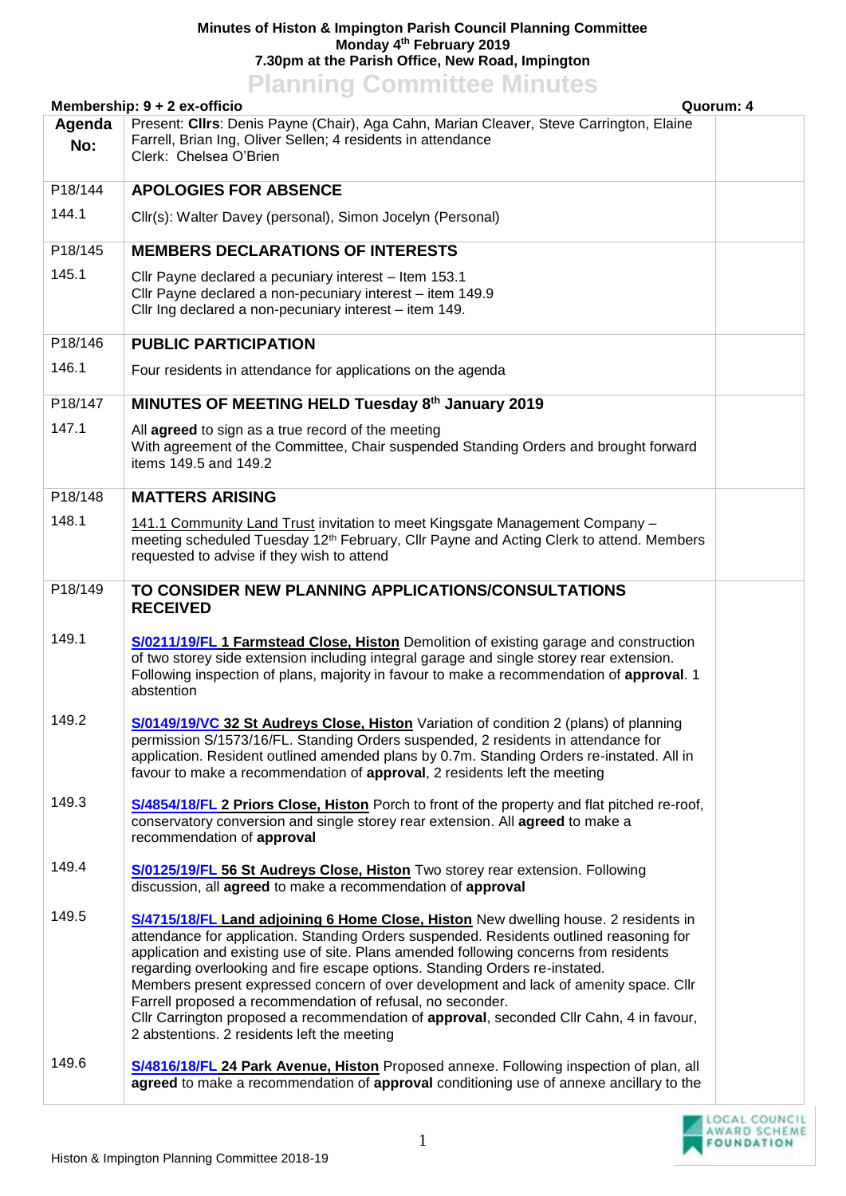**Minutes of Histon & Impington Parish Council Planning Committee**
**Monday 4th February 2019**
**7.30pm at the Parish Office, New Road, Impington**

# Planning Committee Minutes

**Membership: 9 + 2 ex-officio** **Quorum: 4**

| Agenda No: | Present: **Cllrs**: Denis Payne (Chair), Aga Cahn, Marian Cleaver, Steve Carrington, Elaine Farrell, Brian Ing, Oliver Sellen; 4 residents in attendance<br>Clerk: Chelsea O'Brien | |
|---|---|---|
| P18/144 | **APOLOGIES FOR ABSENCE** | |
| 144.1 | Cllr(s): Walter Davey (personal), Simon Jocelyn (Personal) | |
| P18/145 | **MEMBERS DECLARATIONS OF INTERESTS** | |
| 145.1 | Cllr Payne declared a pecuniary interest – Item 153.1<br>Cllr Payne declared a non-pecuniary interest – item 149.9<br>Cllr Ing declared a non-pecuniary interest – item 149. | |
| P18/146 | **PUBLIC PARTICIPATION** | |
| 146.1 | Four residents in attendance for applications on the agenda | |
| P18/147 | **MINUTES OF MEETING HELD Tuesday 8th January 2019** | |
| 147.1 | All **agreed** to sign as a true record of the meeting<br>With agreement of the Committee, Chair suspended Standing Orders and brought forward items 149.5 and 149.2 | |
| P18/148 | **MATTERS ARISING** | |
| 148.1 | 141.1 Community Land Trust invitation to meet Kingsgate Management Company – meeting scheduled Tuesday 12th February, Cllr Payne and Acting Clerk to attend. Members requested to advise if they wish to attend | |
| P18/149 | **TO CONSIDER NEW PLANNING APPLICATIONS/CONSULTATIONS RECEIVED** | |
| 149.1 | **S/0211/19/FL 1 Farmstead Close, Histon** Demolition of existing garage and construction of two storey side extension including integral garage and single storey rear extension. Following inspection of plans, majority in favour to make a recommendation of **approval**. 1 abstention | |
| 149.2 | **S/0149/19/VC 32 St Audreys Close, Histon** Variation of condition 2 (plans) of planning permission S/1573/16/FL. Standing Orders suspended, 2 residents in attendance for application. Resident outlined amended plans by 0.7m. Standing Orders re-instated. All in favour to make a recommendation of **approval**, 2 residents left the meeting | |
| 149.3 | **S/4854/18/FL 2 Priors Close, Histon** Porch to front of the property and flat pitched re-roof, conservatory conversion and single storey rear extension. All **agreed** to make a recommendation of **approval** | |
| 149.4 | **S/0125/19/FL 56 St Audreys Close, Histon** Two storey rear extension. Following discussion, all **agreed** to make a recommendation of **approval** | |
| 149.5 | **S/4715/18/FL Land adjoining 6 Home Close, Histon** New dwelling house. 2 residents in attendance for application. Standing Orders suspended. Residents outlined reasoning for application and existing use of site. Plans amended following concerns from residents regarding overlooking and fire escape options. Standing Orders re-instated.<br>Members present expressed concern of over development and lack of amenity space. Cllr Farrell proposed a recommendation of refusal, no seconder.<br>Cllr Carrington proposed a recommendation of **approval**, seconded Cllr Cahn, 4 in favour, 2 abstentions. 2 residents left the meeting | |
| 149.6 | **S/4816/18/FL 24 Park Avenue, Histon** Proposed annexe. Following inspection of plan, all **agreed** to make a recommendation of **approval** conditioning use of annexe ancillary to the | |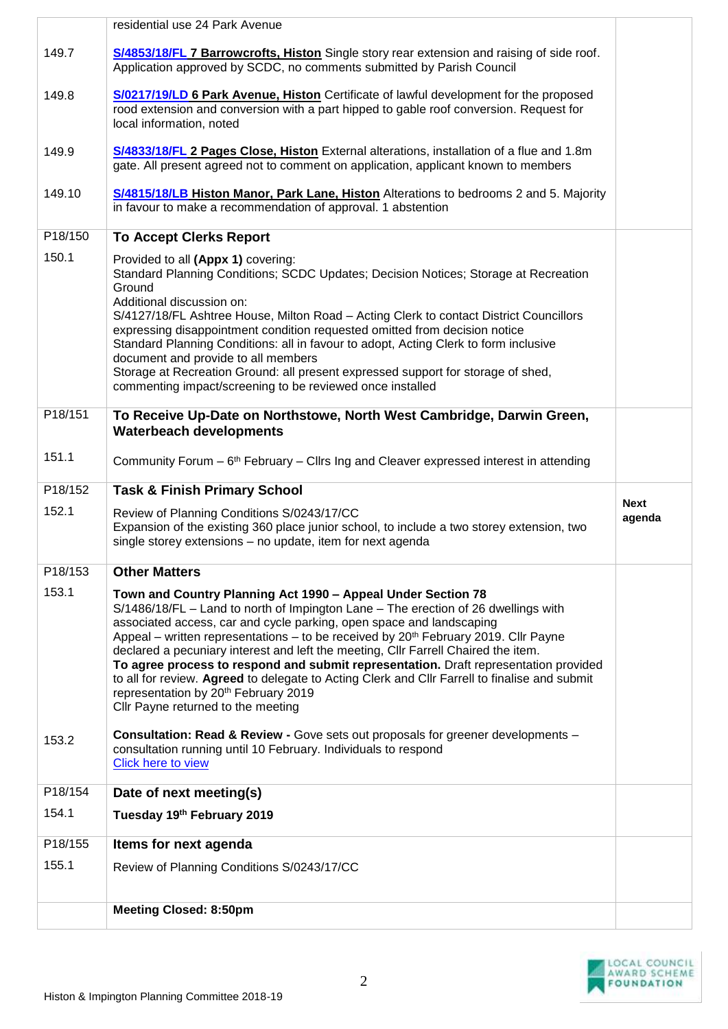| | | |
|---|---|---|
| | residential use 24 Park Avenue | |
| 149.7 | **S/4853/18/FL 7 Barrowcrofts, Histon** Single story rear extension and raising of side roof. Application approved by SCDC, no comments submitted by Parish Council | |
| 149.8 | **S/0217/19/LD 6 Park Avenue, Histon** Certificate of lawful development for the proposed rood extension and conversion with a part hipped to gable roof conversion. Request for local information, noted | |
| 149.9 | **S/4833/18/FL 2 Pages Close, Histon** External alterations, installation of a flue and 1.8m gate. All present agreed not to comment on application, applicant known to members | |
| 149.10 | **S/4815/18/LB Histon Manor, Park Lane, Histon** Alterations to bedrooms 2 and 5. Majority in favour to make a recommendation of approval. 1 abstention | |
| P18/150 | **To Accept Clerks Report** | |
| 150.1 | Provided to all **(Appx 1)** covering:<br>Standard Planning Conditions; SCDC Updates; Decision Notices; Storage at Recreation Ground<br>Additional discussion on:<br>S/4127/18/FL Ashtree House, Milton Road – Acting Clerk to contact District Councillors expressing disappointment condition requested omitted from decision notice<br>Standard Planning Conditions: all in favour to adopt, Acting Clerk to form inclusive document and provide to all members<br>Storage at Recreation Ground: all present expressed support for storage of shed, commenting impact/screening to be reviewed once installed | |
| P18/151 | **To Receive Up-Date on Northstowe, North West Cambridge, Darwin Green, Waterbeach developments** | |
| 151.1 | Community Forum – 6th February – Cllrs Ing and Cleaver expressed interest in attending | |
| P18/152 | **Task & Finish Primary School** | |
| 152.1 | Review of Planning Conditions S/0243/17/CC<br>Expansion of the existing 360 place junior school, to include a two storey extension, two single storey extensions – no update, item for next agenda | **Next agenda** |
| P18/153 | **Other Matters** | |
| 153.1 | **Town and Country Planning Act 1990 – Appeal Under Section 78**<br>S/1486/18/FL – Land to north of Impington Lane – The erection of 26 dwellings with associated access, car and cycle parking, open space and landscaping<br>Appeal – written representations – to be received by 20th February 2019. Cllr Payne declared a pecuniary interest and left the meeting, Cllr Farrell Chaired the item.<br>**To agree process to respond and submit representation.** Draft representation provided to all for review. **Agreed** to delegate to Acting Clerk and Cllr Farrell to finalise and submit representation by 20th February 2019<br>Cllr Payne returned to the meeting | |
| 153.2 | **Consultation: Read & Review -** Gove sets out proposals for greener developments – consultation running until 10 February. Individuals to respond<br>Click here to view | |
| P18/154 | **Date of next meeting(s)** | |
| 154.1 | **Tuesday 19th February 2019** | |
| P18/155 | **Items for next agenda** | |
| 155.1 | Review of Planning Conditions S/0243/17/CC | |
| | **Meeting Closed: 8:50pm** | |